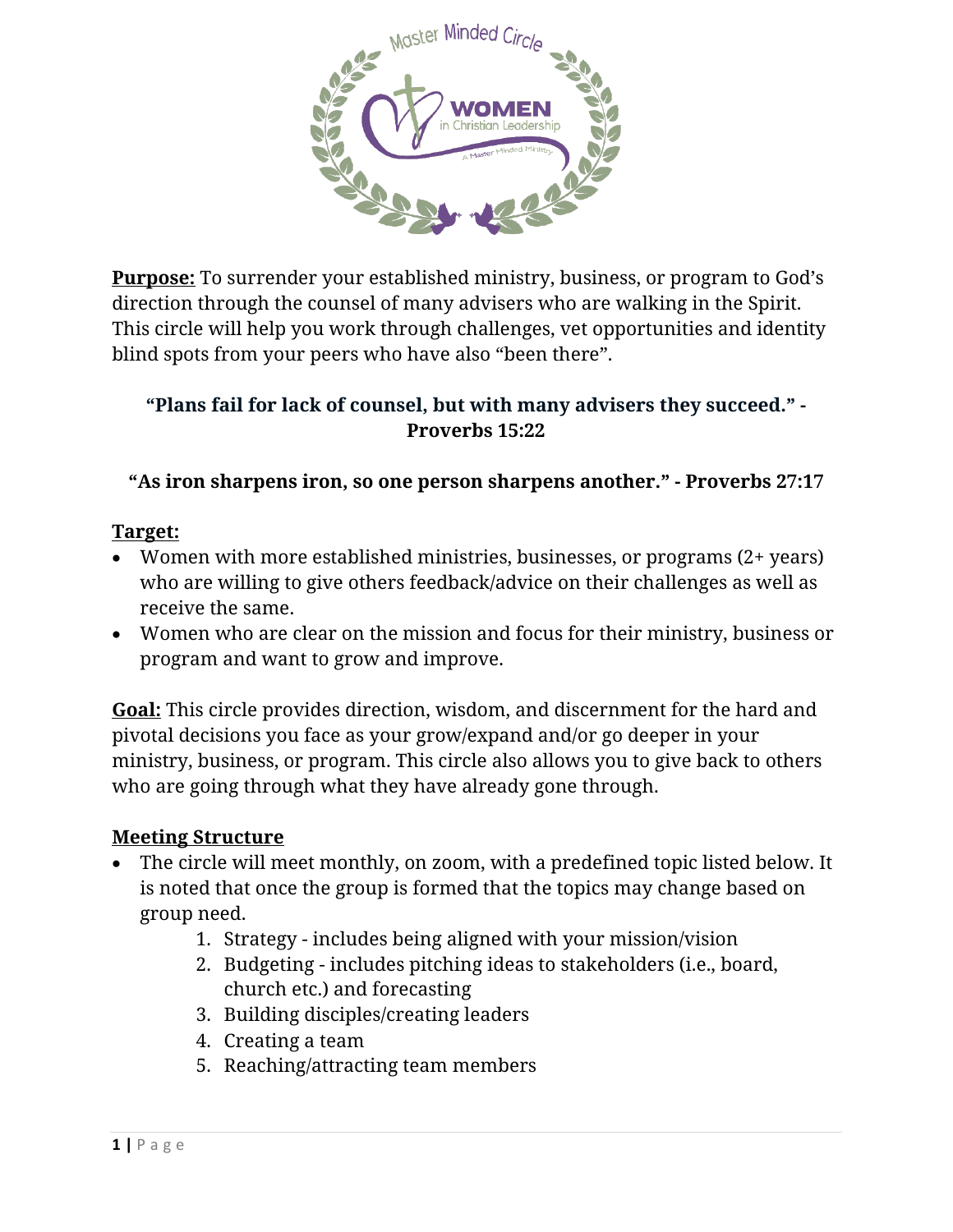**Purpose:** To surrender your established ministry, business, or program to God's direction through the counsel of many advisers who are walking in the Spirit. This circle will help you work through challenges, vet opportunities and identity blind spots from your peers who have also "been there".

**"Plans fail for lack of counsel, but with many advisers they succeed." - Proverbs 15:22**

**"As iron sharpens iron, so one person sharpens another." - Proverbs 27:17**

**Target:**

- Women with more established ministries, businesses, or programs (2+ years) who are willing to give others feedback/advice on their challenges as well as receive the same.
- Women who are clear on the mission and focus for their ministry, business or program and want to grow and improve.

**Goal:** This circle provides direction, wisdom, and discernment for the hard and pivotal decisions you face as your grow/expand and/or go deeper in your ministry, business, or program. This circle also allows you to give back to others who are going through what they have already gone through.

**Meeting Structure**

- The circle will meet monthly, on zoom, with a predefined topic listed below. It is noted that once the group is formed that the topics may change based on group need.
    1. Strategy - includes being aligned with your mission/vision
    2. Budgeting - includes pitching ideas to stakeholders (i.e., board, church etc.) and forecasting
    3. Building disciples/creating leaders
    4. Creating a team
    5. Reaching/attracting team members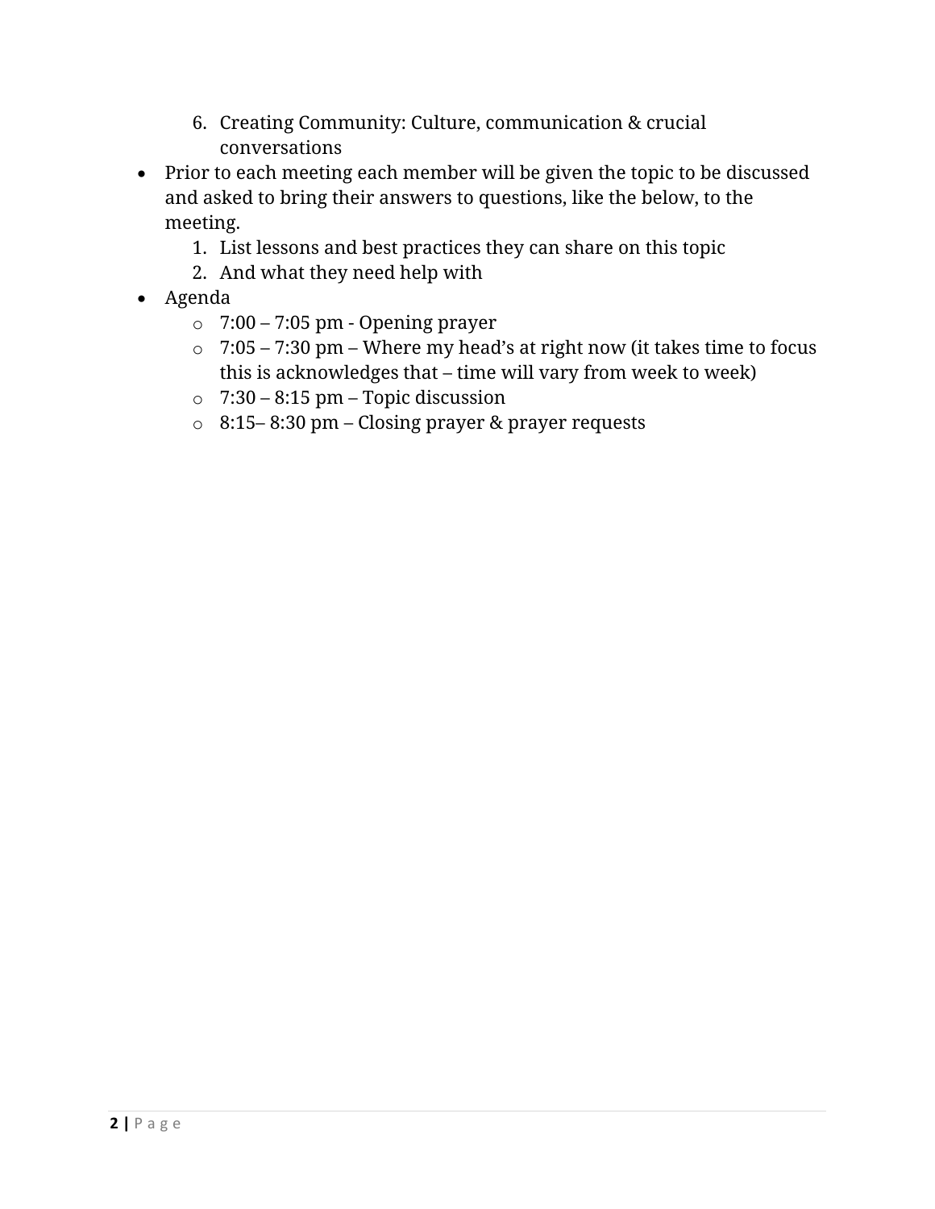6. Creating Community: Culture, communication & crucial conversations

- Prior to each meeting each member will be given the topic to be discussed and asked to bring their answers to questions, like the below, to the meeting.
  1. List lessons and best practices they can share on this topic
  2. And what they need help with
- Agenda
  - 7:00 – 7:05 pm - Opening prayer
  - 7:05 – 7:30 pm – Where my head's at right now (it takes time to focus this is acknowledges that – time will vary from week to week)
  - 7:30 – 8:15 pm – Topic discussion
  - 8:15– 8:30 pm – Closing prayer & prayer requests